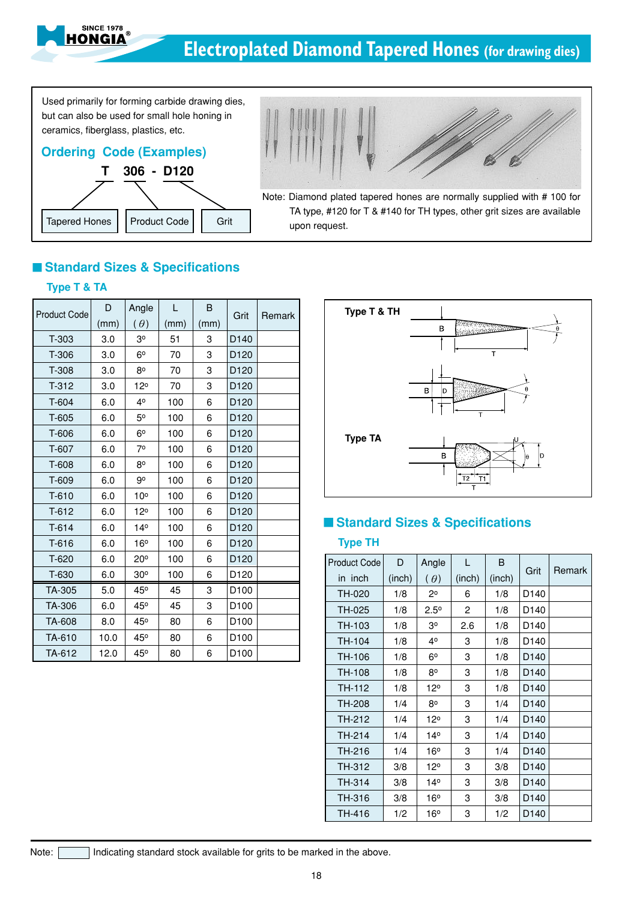# Electroplated Diamond Tapered Hones (for drawing dies)

Used primarily for forming carbide drawing dies, but can also be used for small hole honing in ceramics, fiberglass, plastics, etc.

## Ordering Code (Examples)

**T 306 - D120**

- T: Tapered Hones
- 306: Product Code
- D120: Grit

Note: Diamond plated tapered hones are normally supplied with # 100 for TA type, #120 for T & #140 for TH types, other grit sizes are available upon request.

## Standard Sizes & Specifications

### Type T & TA

| Product Code | D (mm) | Angle ($\theta$) | L (mm) | B (mm) | Grit | Remark |
|---|---|---|---|---|---|---|
| T-303 | 3.0 | 3º | 51 | 3 | D140 | |
| T-306 | 3.0 | 6º | 70 | 3 | D120 | |
| T-308 | 3.0 | 8º | 70 | 3 | D120 | |
| T-312 | 3.0 | 12º | 70 | 3 | D120 | |
| T-604 | 6.0 | 4º | 100 | 6 | D120 | |
| T-605 | 6.0 | 5º | 100 | 6 | D120 | |
| T-606 | 6.0 | 6º | 100 | 6 | D120 | |
| T-607 | 6.0 | 7º | 100 | 6 | D120 | |
| T-608 | 6.0 | 8º | 100 | 6 | D120 | |
| T-609 | 6.0 | 9º | 100 | 6 | D120 | |
| T-610 | 6.0 | 10º | 100 | 6 | D120 | |
| T-612 | 6.0 | 12º | 100 | 6 | D120 | |
| T-614 | 6.0 | 14º | 100 | 6 | D120 | |
| T-616 | 6.0 | 16º | 100 | 6 | D120 | |
| T-620 | 6.0 | 20º | 100 | 6 | D120 | |
| T-630 | 6.0 | 30º | 100 | 6 | D120 | |
| TA-305 | 5.0 | 45º | 45 | 3 | D100 | |
| TA-306 | 6.0 | 45º | 45 | 3 | D100 | |
| TA-608 | 8.0 | 45º | 80 | 6 | D100 | |
| TA-610 | 10.0 | 45º | 80 | 6 | D100 | |
| TA-612 | 12.0 | 45º | 80 | 6 | D100 | |

Type T & TH

Type TA

## Standard Sizes & Specifications

### Type TH

| Product Code in inch | D (inch) | Angle ($\theta$) | L (inch) | B (inch) | Grit | Remark |
|---|---|---|---|---|---|---|
| TH-020 | 1/8 | 2º | 6 | 1/8 | D140 | |
| TH-025 | 1/8 | 2.5º | 2 | 1/8 | D140 | |
| TH-103 | 1/8 | 3º | 2.6 | 1/8 | D140 | |
| TH-104 | 1/8 | 4º | 3 | 1/8 | D140 | |
| TH-106 | 1/8 | 6º | 3 | 1/8 | D140 | |
| TH-108 | 1/8 | 8º | 3 | 1/8 | D140 | |
| TH-112 | 1/8 | 12º | 3 | 1/8 | D140 | |
| TH-208 | 1/4 | 8º | 3 | 1/4 | D140 | |
| TH-212 | 1/4 | 12º | 3 | 1/4 | D140 | |
| TH-214 | 1/4 | 14º | 3 | 1/4 | D140 | |
| TH-216 | 1/4 | 16º | 3 | 1/4 | D140 | |
| TH-312 | 3/8 | 12º | 3 | 3/8 | D140 | |
| TH-314 | 3/8 | 14º | 3 | 3/8 | D140 | |
| TH-316 | 3/8 | 16º | 3 | 3/8 | D140 | |
| TH-416 | 1/2 | 16º | 3 | 1/2 | D140 | |

Note: [ ] Indicating standard stock available for grits to be marked in the above.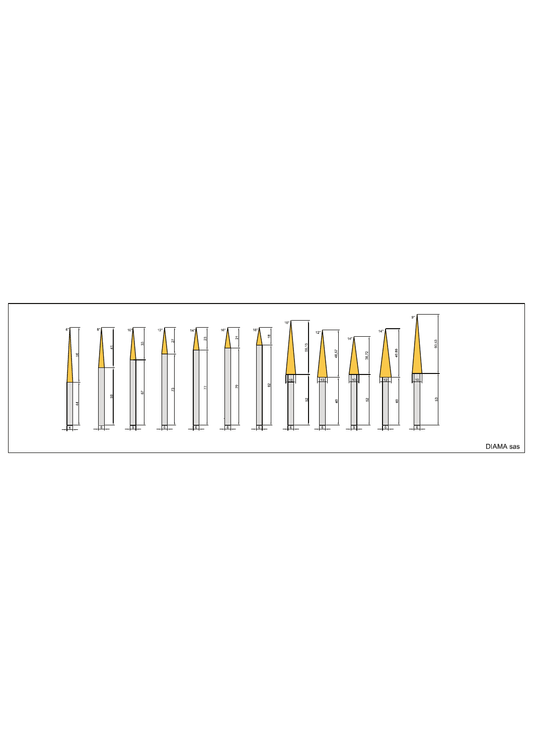6°
56
44
6

8°
41
59
6

10°
33
67
6

12°
27
73
6

14°
23
77
6

16°
21
79
6

18°
18
82
6

10°
55,15
10
52
6

12°
48,57
10
49
6

14°
38,72
10
52
6

14°
48,86
12
49
6

9°
60,53
10
53
6

DIAMA sas